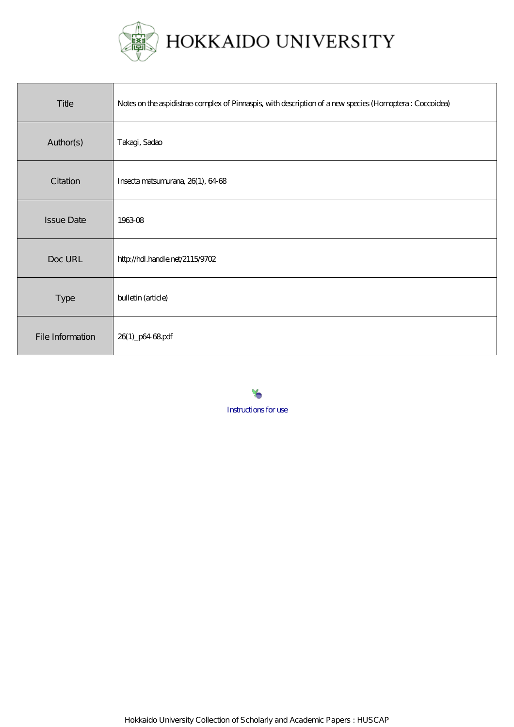# HOKKAIDO UNIVERSITY

| Title | Notes on the aspidistrae-complex of Pinnaspis, with description of a new species (Homoptera : Coccoidea) |
| --- | --- |
| Author(s) | Takagi, Sadao |
| Citation | Insecta matsumurana, 26(1), 64-68 |
| Issue Date | 1963-08 |
| Doc URL | http://hdl.handle.net/2115/9702 |
| Type | bulletin (article) |
| File Information | 26(1)_p64-68.pdf |

Instructions for use

Hokkaido University Collection of Scholarly and Academic Papers : HUSCAP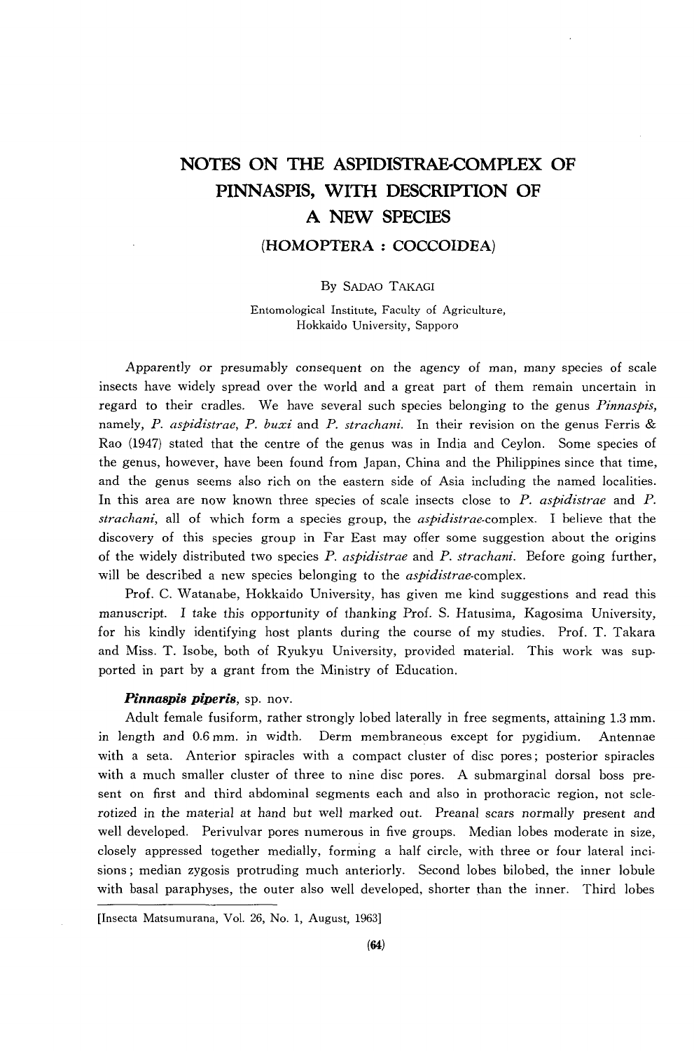# NOTES ON THE ASPIDISTRAE-COMPLEX OF PINNASPIS, WITH DESCRIPTION OF A NEW SPECIES

## (HOMOPTERA : COCCOIDEA)

By SADAO TAKAGI

Entomological Institute, Faculty of Agriculture, Hokkaido University, Sapporo

Apparently or presumably consequent on the agency of man, many species of scale insects have widely spread over the world and a great part of them remain uncertain in regard to their cradles. We have several such species belonging to the genus *Pinnaspis*, namely, *P. aspidistrae*, *P. buxi* and *P. strachani*. In their revision on the genus Ferris & Rao (1947) stated that the centre of the genus was in India and Ceylon. Some species of the genus, however, have been found from Japan, China and the Philippines since that time, and the genus seems also rich on the eastern side of Asia including the named localities. In this area are now known three species of scale insects close to *P. aspidistrae* and *P. strachani*, all of which form a species group, the *aspidistrae*-complex. I believe that the discovery of this species group in Far East may offer some suggestion about the origins of the widely distributed two species *P. aspidistrae* and *P. strachani*. Before going further, will be described a new species belonging to the *aspidistrae*-complex.

Prof. C. Watanabe, Hokkaido University, has given me kind suggestions and read this manuscript. I take this opportunity of thanking Prof. S. Hatusima, Kagosima University, for his kindly identifying host plants during the course of my studies. Prof. T. Takara and Miss. T. Isobe, both of Ryukyu University, provided material. This work was supported in part by a grant from the Ministry of Education.

***Pinnaspis piperis***, sp. nov.

Adult female fusiform, rather strongly lobed laterally in free segments, attaining 1.3 mm. in length and 0.6 mm. in width. Derm membraneous except for pygidium. Antennae with a seta. Anterior spiracles with a compact cluster of disc pores; posterior spiracles with a much smaller cluster of three to nine disc pores. A submarginal dorsal boss present on first and third abdominal segments each and also in prothoracic region, not sclerotized in the material at hand but well marked out. Preanal scars normally present and well developed. Perivulvar pores numerous in five groups. Median lobes moderate in size, closely appressed together medially, forming a half circle, with three or four lateral incisions; median zygosis protruding much anteriorly. Second lobes bilobed, the inner lobule with basal paraphyses, the outer also well developed, shorter than the inner. Third lobes

[Insecta Matsumurana, Vol. 26, No. 1, August, 1963]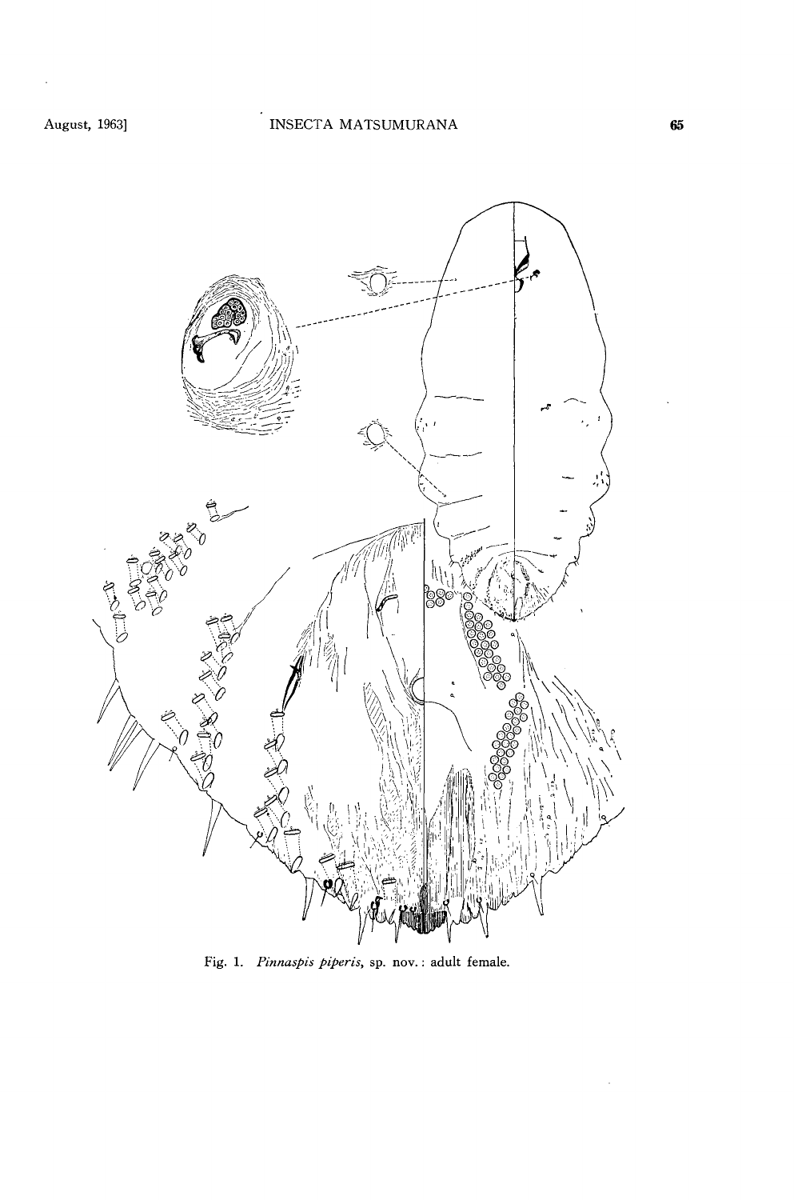Fig. 1. *Pinnaspis piperis*, sp. nov.: adult female.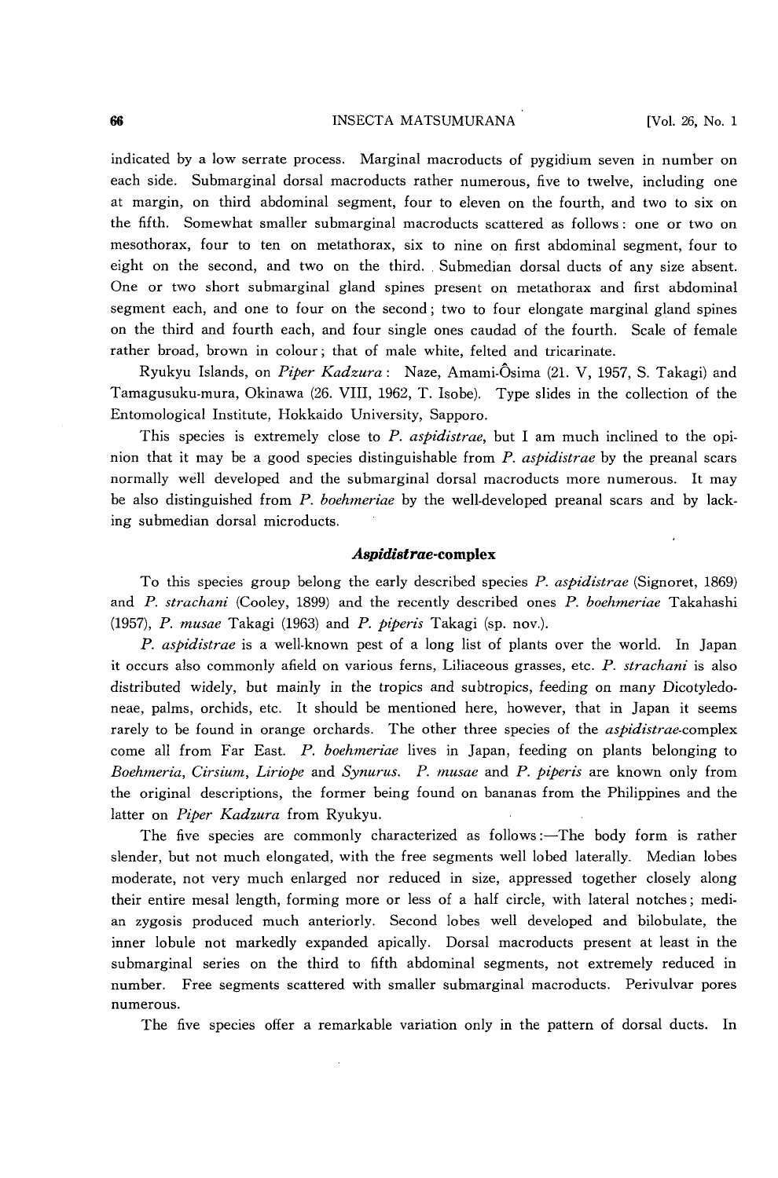indicated by a low serrate process. Marginal macroducts of pygidium seven in number on each side. Submarginal dorsal macroducts rather numerous, five to twelve, including one at margin, on third abdominal segment, four to eleven on the fourth, and two to six on the fifth. Somewhat smaller submarginal macroducts scattered as follows: one or two on mesothorax, four to ten on metathorax, six to nine on first abdominal segment, four to eight on the second, and two on the third. Submedian dorsal ducts of any size absent. One or two short submarginal gland spines present on metathorax and first abdominal segment each, and one to four on the second; two to four elongate marginal gland spines on the third and fourth each, and four single ones caudad of the fourth. Scale of female rather broad, brown in colour; that of male white, felted and tricarinate.

Ryukyu Islands, on *Piper Kadzura*: Naze, Amami-Ôsima (21. V, 1957, S. Takagi) and Tamagusuku-mura, Okinawa (26. VIII, 1962, T. Isobe). Type slides in the collection of the Entomological Institute, Hokkaido University, Sapporo.

This species is extremely close to *P. aspidistrae*, but I am much inclined to the opinion that it may be a good species distinguishable from *P. aspidistrae* by the preanal scars normally well developed and the submarginal dorsal macroducts more numerous. It may be also distinguished from *P. boehmeriae* by the well-developed preanal scars and by lacking submedian dorsal microducts.

## *Aspidistrae*-complex

To this species group belong the early described species *P. aspidistrae* (Signoret, 1869) and *P. strachani* (Cooley, 1899) and the recently described ones *P. boehmeriae* Takahashi (1957), *P. musae* Takagi (1963) and *P. piperis* Takagi (sp. nov.).

*P. aspidistrae* is a well-known pest of a long list of plants over the world. In Japan it occurs also commonly afield on various ferns, Liliaceous grasses, etc. *P. strachani* is also distributed widely, but mainly in the tropics and subtropics, feeding on many Dicotyledoneae, palms, orchids, etc. It should be mentioned here, however, that in Japan it seems rarely to be found in orange orchards. The other three species of the *aspidistrae*-complex come all from Far East. *P. boehmeriae* lives in Japan, feeding on plants belonging to *Boehmeria*, *Cirsium*, *Liriope* and *Synurus*. *P. musae* and *P. piperis* are known only from the original descriptions, the former being found on bananas from the Philippines and the latter on *Piper Kadzura* from Ryukyu.

The five species are commonly characterized as follows:—The body form is rather slender, but not much elongated, with the free segments well lobed laterally. Median lobes moderate, not very much enlarged nor reduced in size, appressed together closely along their entire mesal length, forming more or less of a half circle, with lateral notches; median zygosis produced much anteriorly. Second lobes well developed and bilobulate, the inner lobule not markedly expanded apically. Dorsal macroducts present at least in the submarginal series on the third to fifth abdominal segments, not extremely reduced in number. Free segments scattered with smaller submarginal macroducts. Perivulvar pores numerous.

The five species offer a remarkable variation only in the pattern of dorsal ducts. In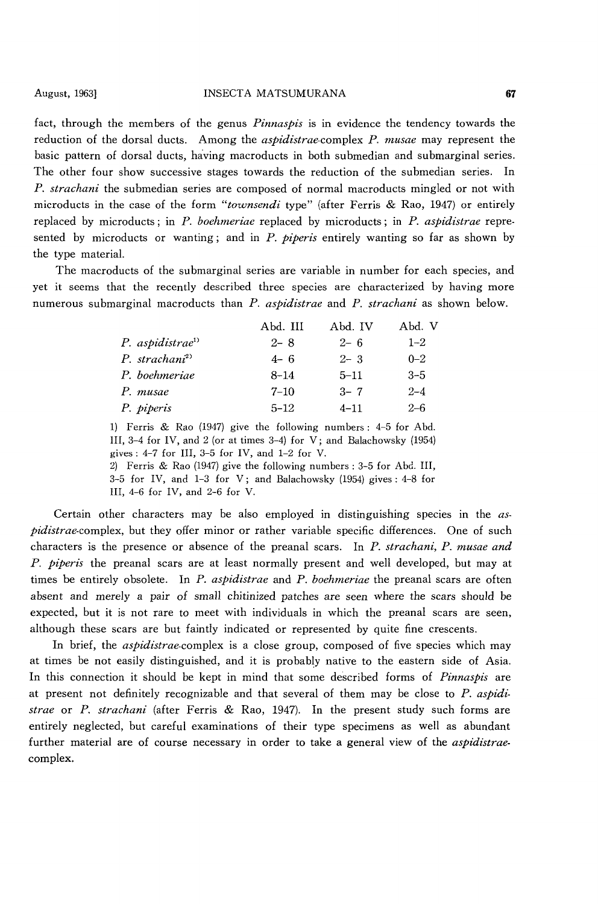fact, through the members of the genus *Pinnaspis* is in evidence the tendency towards the reduction of the dorsal ducts. Among the *aspidistrae*-complex *P. musae* may represent the basic pattern of dorsal ducts, having macroducts in both submedian and submarginal series. The other four show successive stages towards the reduction of the submedian series. In *P. strachani* the submedian series are composed of normal macroducts mingled or not with microducts in the case of the form "*townsendi* type" (after Ferris & Rao, 1947) or entirely replaced by microducts; in *P. boehmeriae* replaced by microducts; in *P. aspidistrae* represented by microducts or wanting; and in *P. piperis* entirely wanting so far as shown by the type material.

The macroducts of the submarginal series are variable in number for each species, and yet it seems that the recently described three species are characterized by having more numerous submarginal macroducts than *P. aspidistrae* and *P. strachani* as shown below.

| | Abd. III | Abd. IV | Abd. V |
|---|---|---|---|
| *P. aspidistrae*[1] | 2– 8 | 2– 6 | 1–2 |
| *P. strachani*[2] | 4– 6 | 2– 3 | 0–2 |
| *P. boehmeriae* | 8–14 | 5–11 | 3–5 |
| *P. musae* | 7–10 | 3– 7 | 2–4 |
| *P. piperis* | 5–12 | 4–11 | 2–6 |

1) Ferris & Rao (1947) give the following numbers: 4–5 for Abd. III, 3–4 for IV, and 2 (or at times 3–4) for V; and Balachowsky (1954) gives: 4–7 for III, 3–5 for IV, and 1–2 for V.

2) Ferris & Rao (1947) give the following numbers: 3–5 for Abd. III, 3–5 for IV, and 1–3 for V; and Balachowsky (1954) gives: 4–8 for III, 4–6 for IV, and 2–6 for V.

Certain other characters may be also employed in distinguishing species in the *aspidistrae*-complex, but they offer minor or rather variable specific differences. One of such characters is the presence or absence of the preanal scars. In *P. strachani, P. musae and P. piperis* the preanal scars are at least normally present and well developed, but may at times be entirely obsolete. In *P. aspidistrae* and *P. boehmeriae* the preanal scars are often absent and merely a pair of small chitinized patches are seen where the scars should be expected, but it is not rare to meet with individuals in which the preanal scars are seen, although these scars are but faintly indicated or represented by quite fine crescents.

In brief, the *aspidistrae*-complex is a close group, composed of five species which may at times be not easily distinguished, and it is probably native to the eastern side of Asia. In this connection it should be kept in mind that some described forms of *Pinnaspis* are at present not definitely recognizable and that several of them may be close to *P. aspidistrae* or *P. strachani* (after Ferris & Rao, 1947). In the present study such forms are entirely neglected, but careful examinations of their type specimens as well as abundant further material are of course necessary in order to take a general view of the *aspidistrae*-complex.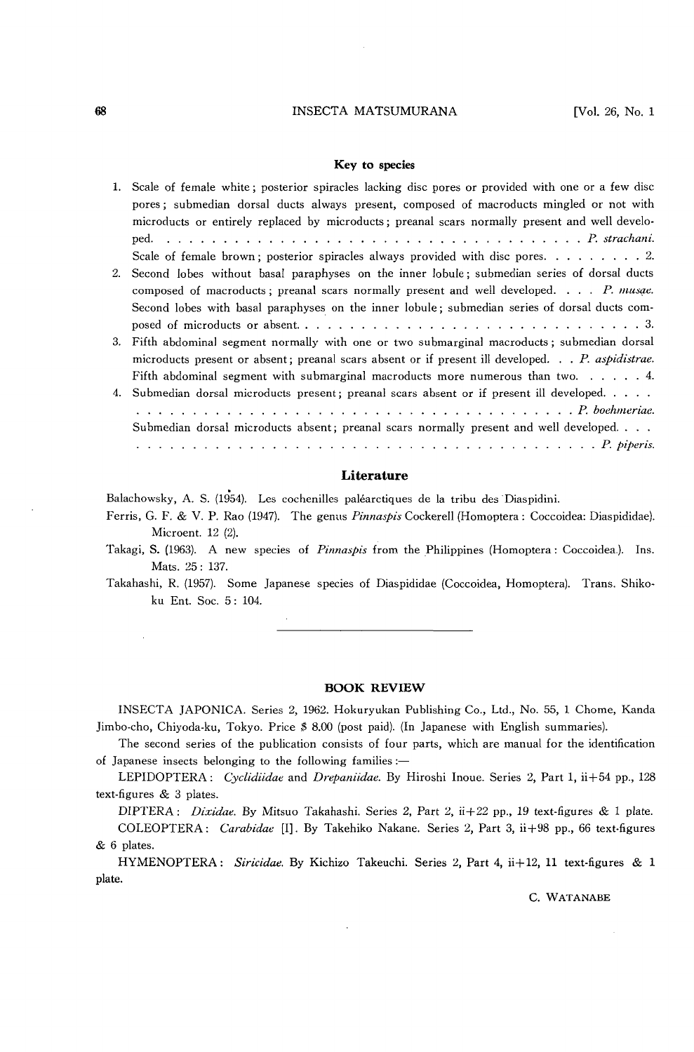### Key to species

1. Scale of female white; posterior spiracles lacking disc pores or provided with one or a few disc pores; submedian dorsal ducts always present, composed of macroducts mingled or not with microducts or entirely replaced by microducts; preanal scars normally present and well developed. . . . . . . . . . . . . . . . . . . . . . . . . . . . . . . . . . . . . . *P. strachani.*
   Scale of female brown; posterior spiracles always provided with disc pores. . . . . . . . . 2.
2. Second lobes without basal paraphyses on the inner lobule; submedian series of dorsal ducts composed of macroducts; preanal scars normally present and well developed. . . . *P. musae.*
   Second lobes with basal paraphyses on the inner lobule; submedian series of dorsal ducts composed of microducts or absent. . . . . . . . . . . . . . . . . . . . . . . . . . . . . . 3.
3. Fifth abdominal segment normally with one or two submarginal macroducts; submedian dorsal microducts present or absent; preanal scars absent or if present ill developed. . . *P. aspidistrae.*
   Fifth abdominal segment with submarginal macroducts more numerous than two. . . . . . 4.
4. Submedian dorsal microducts present; preanal scars absent or if present ill developed. . . . . . . . . . . . . . . . . . . . . . . . . . . . . . . . . . . . . . . . . . . . . *P. boehmeriae.*
   Submedian dorsal microducts absent; preanal scars normally present and well developed. . . . . . . . . . . . . . . . . . . . . . . . . . . . . . . . . . . . . . . . . . . . . . *P. piperis.*

## Literature

Balachowsky, A. S. (1954). Les cochenilles paléarctiques de la tribu des Diaspidini.

Ferris, G. F. & V. P. Rao (1947). The genus *Pinnaspis* Cockerell (Homoptera: Coccoidea: Diaspididae). Microent. 12 (2).

Takagi, S. (1963). A new species of *Pinnaspis* from the Philippines (Homoptera: Coccoidea.). Ins. Mats. 25: 137.

Takahashi, R. (1957). Some Japanese species of Diaspididae (Coccoidea, Homoptera). Trans. Shikoku Ent. Soc. 5: 104.

---

## BOOK REVIEW

INSECTA JAPONICA. Series 2, 1962. Hokuryukan Publishing Co., Ltd., No. 55, 1 Chome, Kanda Jimbo-cho, Chiyoda-ku, Tokyo. Price $ 8.00 (post paid). (In Japanese with English summaries).

The second series of the publication consists of four parts, which are manual for the identification of Japanese insects belonging to the following families:—

LEPIDOPTERA: *Cyclidiidae* and *Drepaniidae.* By Hiroshi Inoue. Series 2, Part 1, ii+54 pp., 128 text-figures & 3 plates.

DIPTERA: *Dixidae.* By Mitsuo Takahashi. Series 2, Part 2, ii+22 pp., 19 text-figures & 1 plate.

COLEOPTERA: *Carabidae* [I]. By Takehiko Nakane. Series 2, Part 3, ii+98 pp., 66 text-figures & 6 plates.

HYMENOPTERA: *Siricidae.* By Kichizo Takeuchi. Series 2, Part 4, ii+12, 11 text-figures & 1 plate.

C. WATANABE